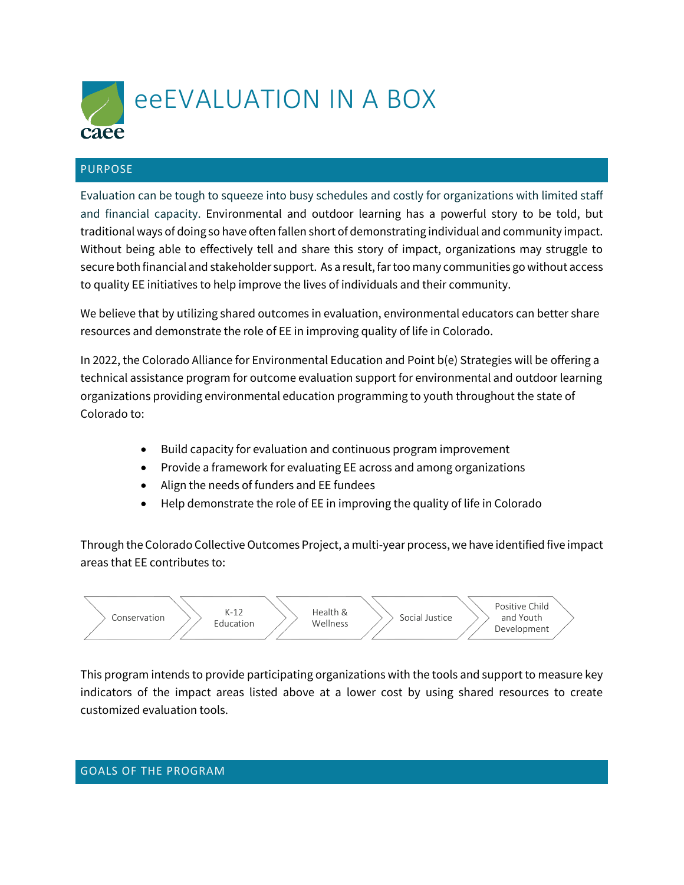# eeEVALUATION IN A BOX

## PURPOSE

Evaluation can be tough to squeeze into busy schedules and costly for organizations with limited staff and financial capacity. Environmental and outdoor learning has a powerful story to be told, but traditional ways of doing so have often fallen short of demonstrating individual and community impact. Without being able to effectively tell and share this story of impact, organizations may struggle to secure both financial and stakeholder support. As a result, far too many communities go without access to quality EE initiatives to help improve the lives of individuals and their community.

We believe that by utilizing shared outcomes in evaluation, environmental educators can better share resources and demonstrate the role of EE in improving quality of life in Colorado.

In 2022, the Colorado Alliance for Environmental Education and Point b(e) Strategies will be offering a technical assistance program for outcome evaluation support for environmental and outdoor learning organizations providing environmental education programming to youth throughout the state of Colorado to:

- Build capacity for evaluation and continuous program improvement
- Provide a framework for evaluating EE across and among organizations
- Align the needs of funders and EE fundees
- Help demonstrate the role of EE in improving the quality of life in Colorado

Through the Colorado Collective Outcomes Project, a multi-year process, we have identified five impact areas that EE contributes to:

Conservation → K-12 Education → Health & Wellness → Social Justice → Positive Child and Youth Development

This program intends to provide participating organizations with the tools and support to measure key indicators of the impact areas listed above at a lower cost by using shared resources to create customized evaluation tools.

## GOALS OF THE PROGRAM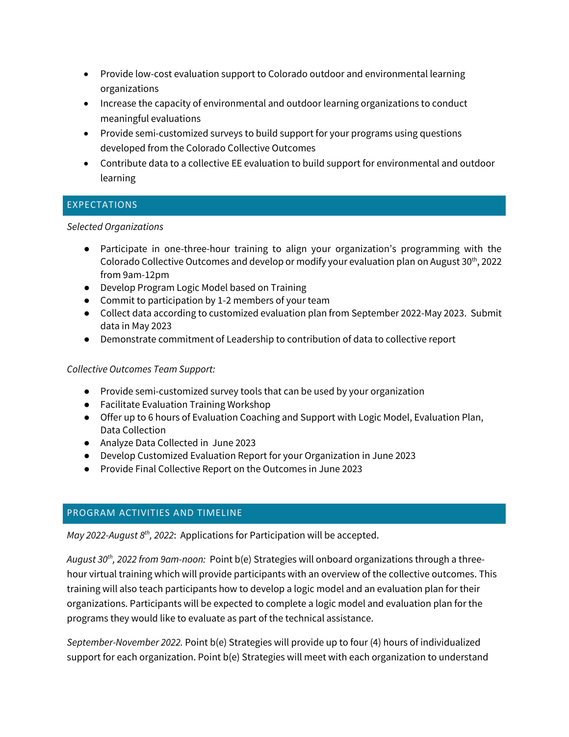- Provide low-cost evaluation support to Colorado outdoor and environmental learning organizations
- Increase the capacity of environmental and outdoor learning organizations to conduct meaningful evaluations
- Provide semi-customized surveys to build support for your programs using questions developed from the Colorado Collective Outcomes
- Contribute data to a collective EE evaluation to build support for environmental and outdoor learning

## EXPECTATIONS

*Selected Organizations*

- Participate in one-three-hour training to align your organization's programming with the Colorado Collective Outcomes and develop or modify your evaluation plan on August 30th, 2022 from 9am-12pm
- Develop Program Logic Model based on Training
- Commit to participation by 1-2 members of your team
- Collect data according to customized evaluation plan from September 2022-May 2023. Submit data in May 2023
- Demonstrate commitment of Leadership to contribution of data to collective report

*Collective Outcomes Team Support:*

- Provide semi-customized survey tools that can be used by your organization
- Facilitate Evaluation Training Workshop
- Offer up to 6 hours of Evaluation Coaching and Support with Logic Model, Evaluation Plan, Data Collection
- Analyze Data Collected in June 2023
- Develop Customized Evaluation Report for your Organization in June 2023
- Provide Final Collective Report on the Outcomes in June 2023

## PROGRAM ACTIVITIES AND TIMELINE

*May 2022-August 8th, 2022*: Applications for Participation will be accepted.

*August 30th, 2022 from 9am-noon:* Point b(e) Strategies will onboard organizations through a three-hour virtual training which will provide participants with an overview of the collective outcomes. This training will also teach participants how to develop a logic model and an evaluation plan for their organizations. Participants will be expected to complete a logic model and evaluation plan for the programs they would like to evaluate as part of the technical assistance.

*September-November 2022.* Point b(e) Strategies will provide up to four (4) hours of individualized support for each organization. Point b(e) Strategies will meet with each organization to understand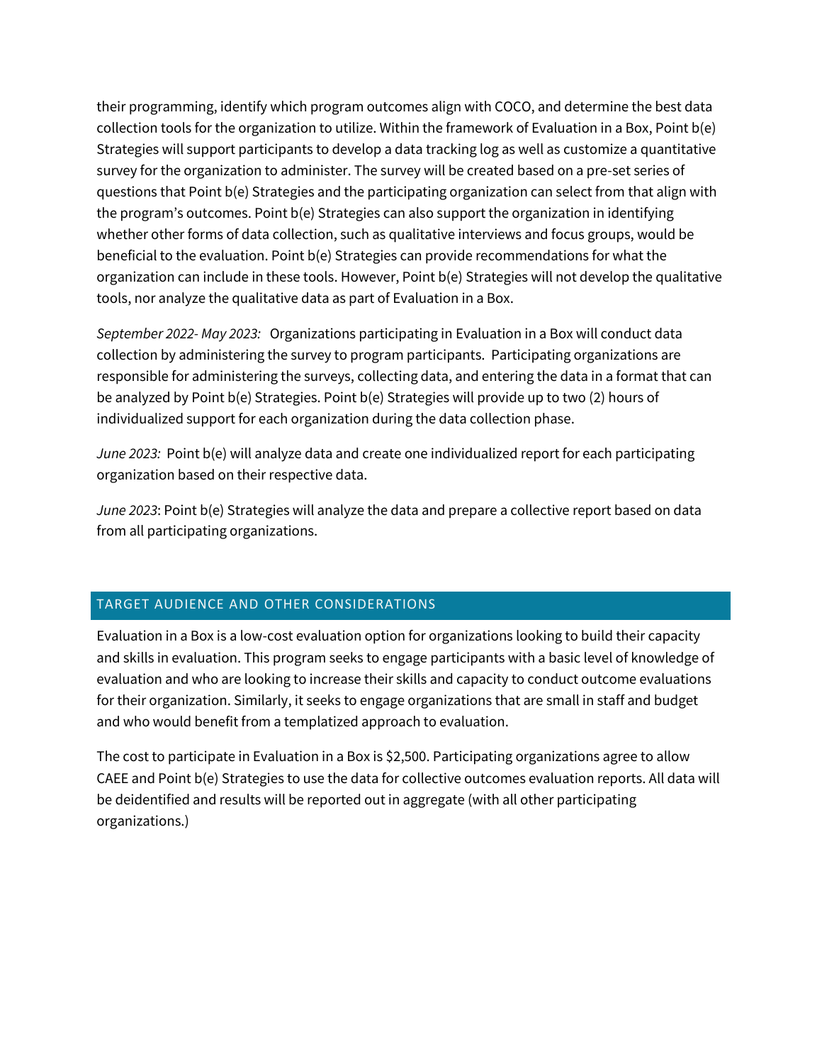their programming, identify which program outcomes align with COCO, and determine the best data collection tools for the organization to utilize. Within the framework of Evaluation in a Box, Point b(e) Strategies will support participants to develop a data tracking log as well as customize a quantitative survey for the organization to administer. The survey will be created based on a pre-set series of questions that Point b(e) Strategies and the participating organization can select from that align with the program's outcomes. Point b(e) Strategies can also support the organization in identifying whether other forms of data collection, such as qualitative interviews and focus groups, would be beneficial to the evaluation. Point b(e) Strategies can provide recommendations for what the organization can include in these tools. However, Point b(e) Strategies will not develop the qualitative tools, nor analyze the qualitative data as part of Evaluation in a Box.

*September 2022- May 2023:* Organizations participating in Evaluation in a Box will conduct data collection by administering the survey to program participants. Participating organizations are responsible for administering the surveys, collecting data, and entering the data in a format that can be analyzed by Point b(e) Strategies. Point b(e) Strategies will provide up to two (2) hours of individualized support for each organization during the data collection phase.

*June 2023:* Point b(e) will analyze data and create one individualized report for each participating organization based on their respective data.

*June 2023*: Point b(e) Strategies will analyze the data and prepare a collective report based on data from all participating organizations.

## TARGET AUDIENCE AND OTHER CONSIDERATIONS

Evaluation in a Box is a low-cost evaluation option for organizations looking to build their capacity and skills in evaluation. This program seeks to engage participants with a basic level of knowledge of evaluation and who are looking to increase their skills and capacity to conduct outcome evaluations for their organization. Similarly, it seeks to engage organizations that are small in staff and budget and who would benefit from a templatized approach to evaluation.

The cost to participate in Evaluation in a Box is $2,500. Participating organizations agree to allow CAEE and Point b(e) Strategies to use the data for collective outcomes evaluation reports. All data will be deidentified and results will be reported out in aggregate (with all other participating organizations.)